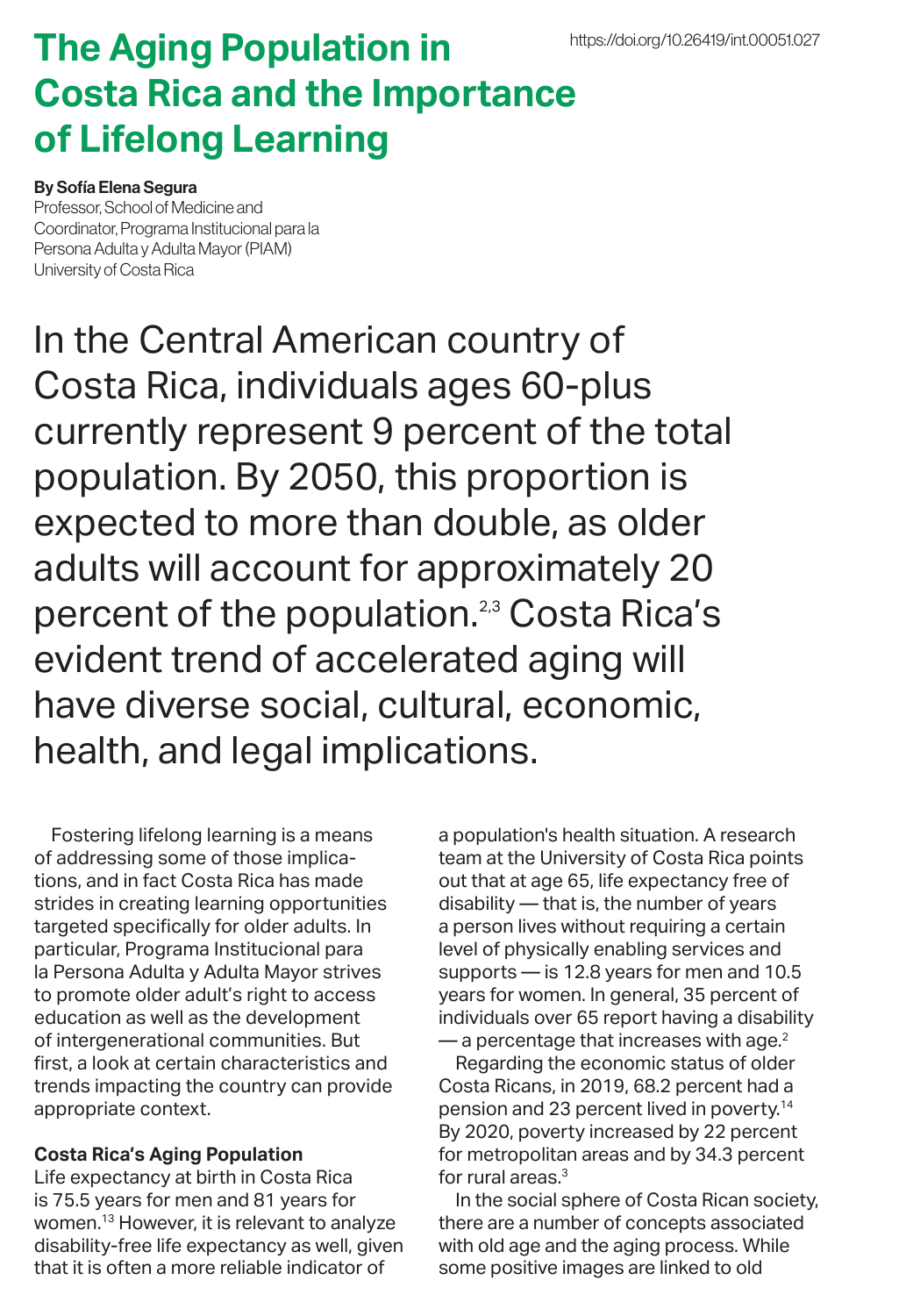# The Aging Population in Costa Rica and the Importance of Lifelong Learning

https://doi.org/10.26419/int.00051.027

**By Sofía Elena Segura**
Professor, School of Medicine and Coordinator, Programa Institucional para la Persona Adulta y Adulta Mayor (PIAM)
University of Costa Rica

In the Central American country of Costa Rica, individuals ages 60-plus currently represent 9 percent of the total population. By 2050, this proportion is expected to more than double, as older adults will account for approximately 20 percent of the population.[2,3] Costa Rica's evident trend of accelerated aging will have diverse social, cultural, economic, health, and legal implications.

Fostering lifelong learning is a means of addressing some of those implications, and in fact Costa Rica has made strides in creating learning opportunities targeted specifically for older adults. In particular, Programa Institucional para la Persona Adulta y Adulta Mayor strives to promote older adult's right to access education as well as the development of intergenerational communities. But first, a look at certain characteristics and trends impacting the country can provide appropriate context.

**Costa Rica's Aging Population**

Life expectancy at birth in Costa Rica is 75.5 years for men and 81 years for women.[13] However, it is relevant to analyze disability-free life expectancy as well, given that it is often a more reliable indicator of a population's health situation. A research team at the University of Costa Rica points out that at age 65, life expectancy free of disability — that is, the number of years a person lives without requiring a certain level of physically enabling services and supports — is 12.8 years for men and 10.5 years for women. In general, 35 percent of individuals over 65 report having a disability — a percentage that increases with age.[2]

Regarding the economic status of older Costa Ricans, in 2019, 68.2 percent had a pension and 23 percent lived in poverty.[14] By 2020, poverty increased by 22 percent for metropolitan areas and by 34.3 percent for rural areas.[3]

In the social sphere of Costa Rican society, there are a number of concepts associated with old age and the aging process. While some positive images are linked to old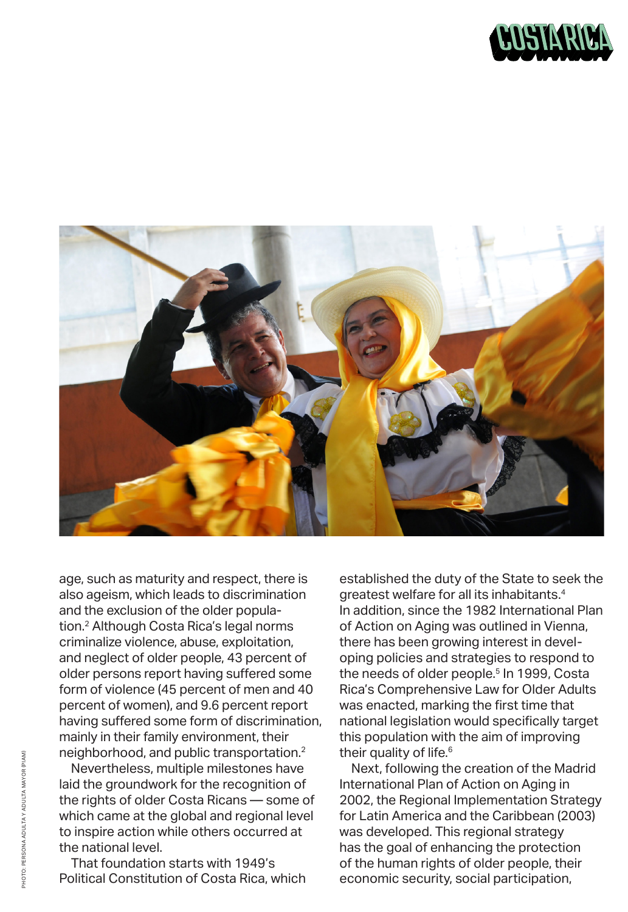age, such as maturity and respect, there is also ageism, which leads to discrimination and the exclusion of the older population.[2] Although Costa Rica's legal norms criminalize violence, abuse, exploitation, and neglect of older people, 43 percent of older persons report having suffered some form of violence (45 percent of men and 40 percent of women), and 9.6 percent report having suffered some form of discrimination, mainly in their family environment, their neighborhood, and public transportation.[2]

Nevertheless, multiple milestones have laid the groundwork for the recognition of the rights of older Costa Ricans — some of which came at the global and regional level to inspire action while others occurred at the national level.

That foundation starts with 1949's Political Constitution of Costa Rica, which established the duty of the State to seek the greatest welfare for all its inhabitants.[4] In addition, since the 1982 International Plan of Action on Aging was outlined in Vienna, there has been growing interest in developing policies and strategies to respond to the needs of older people.[5] In 1999, Costa Rica's Comprehensive Law for Older Adults was enacted, marking the first time that national legislation would specifically target this population with the aim of improving their quality of life.[6]

Next, following the creation of the Madrid International Plan of Action on Aging in 2002, the Regional Implementation Strategy for Latin America and the Caribbean (2003) was developed. This regional strategy has the goal of enhancing the protection of the human rights of older people, their economic security, social participation,

PHOTO: PERSONA ADULTA Y ADULTA MAYOR (PIAM)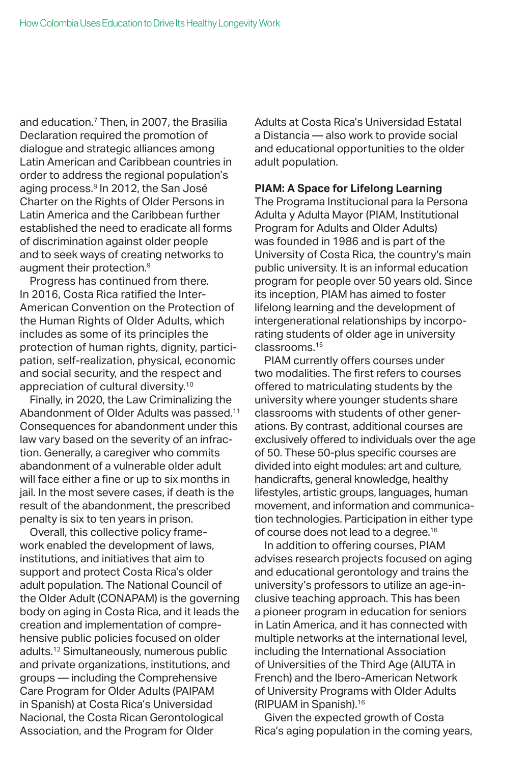and education.[7] Then, in 2007, the Brasilia Declaration required the promotion of dialogue and strategic alliances among Latin American and Caribbean countries in order to address the regional population's aging process.[8] In 2012, the San José Charter on the Rights of Older Persons in Latin America and the Caribbean further established the need to eradicate all forms of discrimination against older people and to seek ways of creating networks to augment their protection.[9]

Progress has continued from there. In 2016, Costa Rica ratified the Inter-American Convention on the Protection of the Human Rights of Older Adults, which includes as some of its principles the protection of human rights, dignity, participation, self-realization, physical, economic and social security, and the respect and appreciation of cultural diversity.[10]

Finally, in 2020, the Law Criminalizing the Abandonment of Older Adults was passed.[11] Consequences for abandonment under this law vary based on the severity of an infraction. Generally, a caregiver who commits abandonment of a vulnerable older adult will face either a fine or up to six months in jail. In the most severe cases, if death is the result of the abandonment, the prescribed penalty is six to ten years in prison.

Overall, this collective policy framework enabled the development of laws, institutions, and initiatives that aim to support and protect Costa Rica's older adult population. The National Council of the Older Adult (CONAPAM) is the governing body on aging in Costa Rica, and it leads the creation and implementation of comprehensive public policies focused on older adults.[12] Simultaneously, numerous public and private organizations, institutions, and groups — including the Comprehensive Care Program for Older Adults (PAIPAM in Spanish) at Costa Rica's Universidad Nacional, the Costa Rican Gerontological Association, and the Program for Older Adults at Costa Rica's Universidad Estatal a Distancia — also work to provide social and educational opportunities to the older adult population.

**PIAM: A Space for Lifelong Learning**

The Programa Institucional para la Persona Adulta y Adulta Mayor (PIAM, Institutional Program for Adults and Older Adults) was founded in 1986 and is part of the University of Costa Rica, the country's main public university. It is an informal education program for people over 50 years old. Since its inception, PIAM has aimed to foster lifelong learning and the development of intergenerational relationships by incorporating students of older age in university classrooms.[15]

PIAM currently offers courses under two modalities. The first refers to courses offered to matriculating students by the university where younger students share classrooms with students of other generations. By contrast, additional courses are exclusively offered to individuals over the age of 50. These 50-plus specific courses are divided into eight modules: art and culture, handicrafts, general knowledge, healthy lifestyles, artistic groups, languages, human movement, and information and communication technologies. Participation in either type of course does not lead to a degree.[16]

In addition to offering courses, PIAM advises research projects focused on aging and educational gerontology and trains the university's professors to utilize an age-inclusive teaching approach. This has been a pioneer program in education for seniors in Latin America, and it has connected with multiple networks at the international level, including the International Association of Universities of the Third Age (AIUTA in French) and the Ibero-American Network of University Programs with Older Adults (RIPUAM in Spanish).[16]

Given the expected growth of Costa Rica's aging population in the coming years,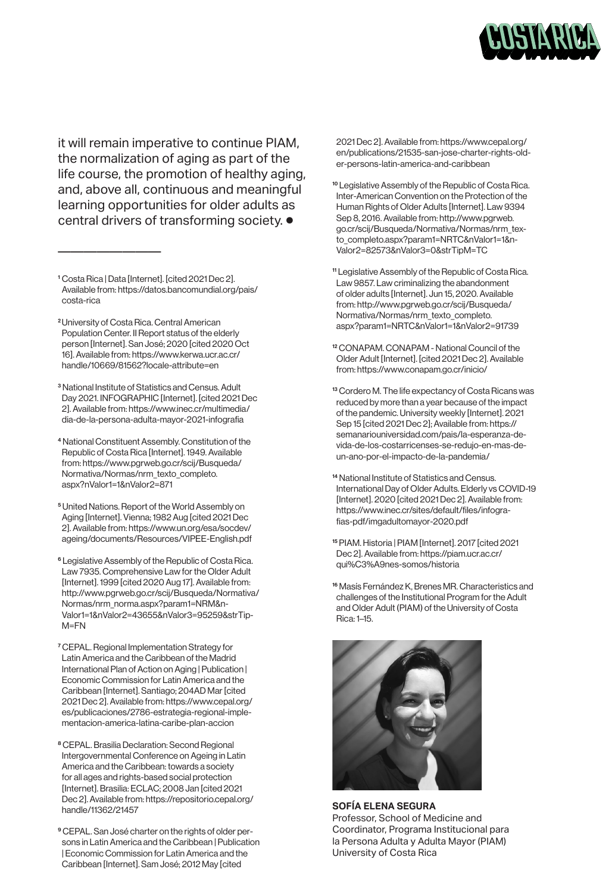it will remain imperative to continue PIAM, the normalization of aging as part of the life course, the promotion of healthy aging, and, above all, continuous and meaningful learning opportunities for older adults as central drivers of transforming society. ●

---

[1] Costa Rica | Data [Internet]. [cited 2021 Dec 2]. Available from: https://datos.bancomundial.org/pais/costa-rica

[2] University of Costa Rica. Central American Population Center. II Report status of the elderly person [Internet]. San José; 2020 [cited 2020 Oct 16]. Available from: https://www.kerwa.ucr.ac.cr/handle/10669/81562?locale-attribute=en

[3] National Institute of Statistics and Census. Adult Day 2021. INFOGRAPHIC [Internet]. [cited 2021 Dec 2]. Available from: https://www.inec.cr/multimedia/dia-de-la-persona-adulta-mayor-2021-infografia

[4] National Constituent Assembly. Constitution of the Republic of Costa Rica [Internet]. 1949. Available from: https://www.pgrweb.go.cr/scij/Busqueda/Normativa/Normas/nrm_texto_completo.aspx?nValor1=1&nValor2=871

[5] United Nations. Report of the World Assembly on Aging [Internet]. Vienna; 1982 Aug [cited 2021 Dec 2]. Available from: https://www.un.org/esa/socdev/ageing/documents/Resources/VIPEE-English.pdf

[6] Legislative Assembly of the Republic of Costa Rica. Law 7935. Comprehensive Law for the Older Adult [Internet]. 1999 [cited 2020 Aug 17]. Available from: http://www.pgrweb.go.cr/scij/Busqueda/Normativa/Normas/nrm_norma.aspx?param1=NRM&nValor1=1&nValor2=43655&nValor3=95259&strTipM=FN

[7] CEPAL. Regional Implementation Strategy for Latin America and the Caribbean of the Madrid International Plan of Action on Aging | Publication | Economic Commission for Latin America and the Caribbean [Internet]. Santiago; 204AD Mar [cited 2021 Dec 2]. Available from: https://www.cepal.org/es/publicaciones/2786-estrategia-regional-implementacion-america-latina-caribe-plan-accion

[8] CEPAL. Brasilia Declaration: Second Regional Intergovernmental Conference on Ageing in Latin America and the Caribbean: towards a society for all ages and rights-based social protection [Internet]. Brasilia: ECLAC; 2008 Jan [cited 2021 Dec 2]. Available from: https://repositorio.cepal.org/handle/11362/21457

[9] CEPAL. San José charter on the rights of older persons in Latin America and the Caribbean | Publication | Economic Commission for Latin America and the Caribbean [Internet]. Sam José; 2012 May [cited 2021 Dec 2]. Available from: https://www.cepal.org/en/publications/21535-san-jose-charter-rights-older-persons-latin-america-and-caribbean

[10] Legislative Assembly of the Republic of Costa Rica. Inter-American Convention on the Protection of the Human Rights of Older Adults [Internet]. Law 9394 Sep 8, 2016. Available from: http://www.pgrweb.go.cr/scij/Busqueda/Normativa/Normas/nrm_texto_completo.aspx?param1=NRTC&nValor1=1&nValor2=82573&nValor3=0&strTipM=TC

[11] Legislative Assembly of the Republic of Costa Rica. Law 9857. Law criminalizing the abandonment of older adults [Internet]. Jun 15, 2020. Available from: http://www.pgrweb.go.cr/scij/Busqueda/Normativa/Normas/nrm_texto_completo.aspx?param1=NRTC&nValor1=1&nValor2=91739

[12] CONAPAM. CONAPAM - National Council of the Older Adult [Internet]. [cited 2021 Dec 2]. Available from: https://www.conapam.go.cr/inicio/

[13] Cordero M. The life expectancy of Costa Ricans was reduced by more than a year because of the impact of the pandemic. University weekly [Internet]. 2021 Sep 15 [cited 2021 Dec 2]; Available from: https://semanariouniversidad.com/pais/la-esperanza-de-vida-de-los-costarricenses-se-redujo-en-mas-de-un-ano-por-el-impacto-de-la-pandemia/

[14] National Institute of Statistics and Census. International Day of Older Adults. Elderly vs COVID-19 [Internet]. 2020 [cited 2021 Dec 2]. Available from: https://www.inec.cr/sites/default/files/infografias-pdf/imgadultomayor-2020.pdf

[15] PIAM. Historia | PIAM [Internet]. 2017 [cited 2021 Dec 2]. Available from: https://piam.ucr.ac.cr/qui%C3%A9nes-somos/historia

[16] Masís Fernández K, Brenes MR. Characteristics and challenges of the Institutional Program for the Adult and Older Adult (PIAM) of the University of Costa Rica: 1–15.

**SOFÍA ELENA SEGURA**
Professor, School of Medicine and Coordinator, Programa Institucional para la Persona Adulta y Adulta Mayor (PIAM)
University of Costa Rica